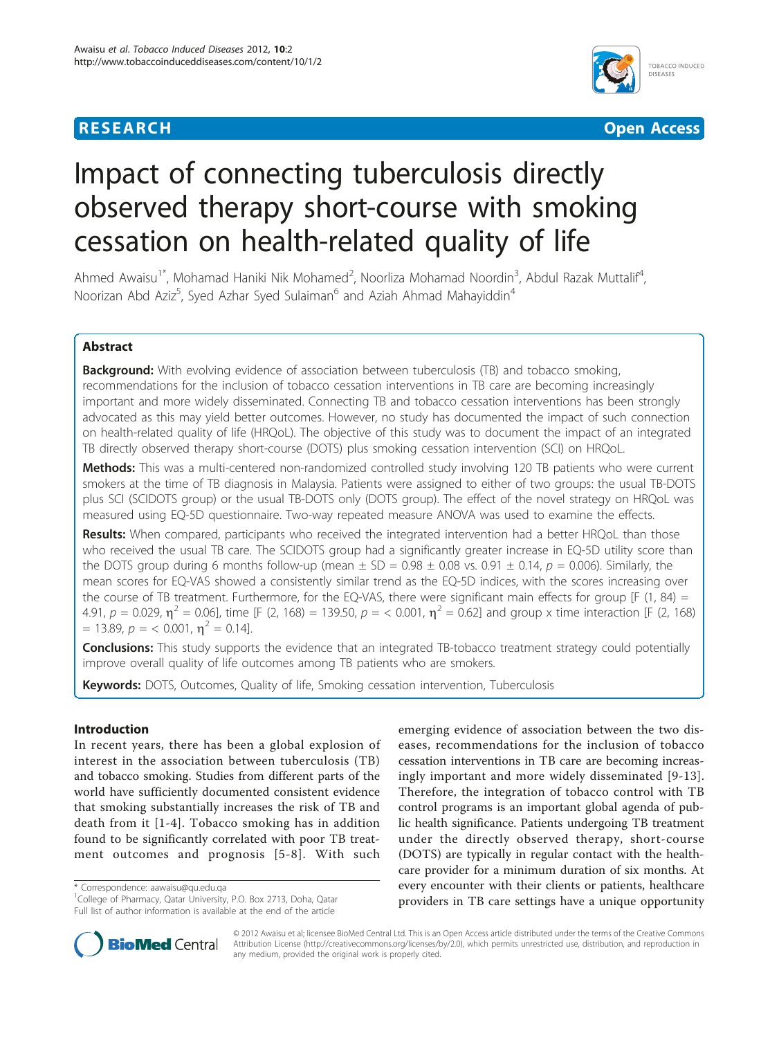**RESEARCH** **Open Access**

# Impact of connecting tuberculosis directly observed therapy short-course with smoking cessation on health-related quality of life

Ahmed Awaisu[1*], Mohamad Haniki Nik Mohamed[2], Noorliza Mohamad Noordin[3], Abdul Razak Muttalif[4], Noorizan Abd Aziz[5], Syed Azhar Syed Sulaiman[6] and Aziah Ahmad Mahayiddin[4]

## Abstract

**Background:** With evolving evidence of association between tuberculosis (TB) and tobacco smoking, recommendations for the inclusion of tobacco cessation interventions in TB care are becoming increasingly important and more widely disseminated. Connecting TB and tobacco cessation interventions has been strongly advocated as this may yield better outcomes. However, no study has documented the impact of such connection on health-related quality of life (HRQoL). The objective of this study was to document the impact of an integrated TB directly observed therapy short-course (DOTS) plus smoking cessation intervention (SCI) on HRQoL.

**Methods:** This was a multi-centered non-randomized controlled study involving 120 TB patients who were current smokers at the time of TB diagnosis in Malaysia. Patients were assigned to either of two groups: the usual TB-DOTS plus SCI (SCIDOTS group) or the usual TB-DOTS only (DOTS group). The effect of the novel strategy on HRQoL was measured using EQ-5D questionnaire. Two-way repeated measure ANOVA was used to examine the effects.

**Results:** When compared, participants who received the integrated intervention had a better HRQoL than those who received the usual TB care. The SCIDOTS group had a significantly greater increase in EQ-5D utility score than the DOTS group during 6 months follow-up (mean ± SD = 0.98 ± 0.08 vs. 0.91 ± 0.14, $p = 0.006$). Similarly, the mean scores for EQ-VAS showed a consistently similar trend as the EQ-5D indices, with the scores increasing over the course of TB treatment. Furthermore, for the EQ-VAS, there were significant main effects for group [$F(1, 84) = 4.91$, $p = 0.029$, $\eta^2 = 0.06$], time [$F(2, 168) = 139.50$, $p = < 0.001$, $\eta^2 = 0.62$] and group x time interaction [$F(2, 168) = 13.89$, $p = < 0.001$, $\eta^2 = 0.14$].

**Conclusions:** This study supports the evidence that an integrated TB-tobacco treatment strategy could potentially improve overall quality of life outcomes among TB patients who are smokers.

**Keywords:** DOTS, Outcomes, Quality of life, Smoking cessation intervention, Tuberculosis

## Introduction

In recent years, there has been a global explosion of interest in the association between tuberculosis (TB) and tobacco smoking. Studies from different parts of the world have sufficiently documented consistent evidence that smoking substantially increases the risk of TB and death from it [1-4]. Tobacco smoking has in addition found to be significantly correlated with poor TB treatment outcomes and prognosis [5-8]. With such emerging evidence of association between the two diseases, recommendations for the inclusion of tobacco cessation interventions in TB care are becoming increasingly important and more widely disseminated [9-13]. Therefore, the integration of tobacco control with TB control programs is an important global agenda of public health significance. Patients undergoing TB treatment under the directly observed therapy, short-course (DOTS) are typically in regular contact with the healthcare provider for a minimum duration of six months. At every encounter with their clients or patients, healthcare providers in TB care settings have a unique opportunity

\* Correspondence: aawaisu@qu.edu.qa
[1]College of Pharmacy, Qatar University, P.O. Box 2713, Doha, Qatar
Full list of author information is available at the end of the article

© 2012 Awaisu et al; licensee BioMed Central Ltd. This is an Open Access article distributed under the terms of the Creative Commons Attribution License (http://creativecommons.org/licenses/by/2.0), which permits unrestricted use, distribution, and reproduction in any medium, provided the original work is properly cited.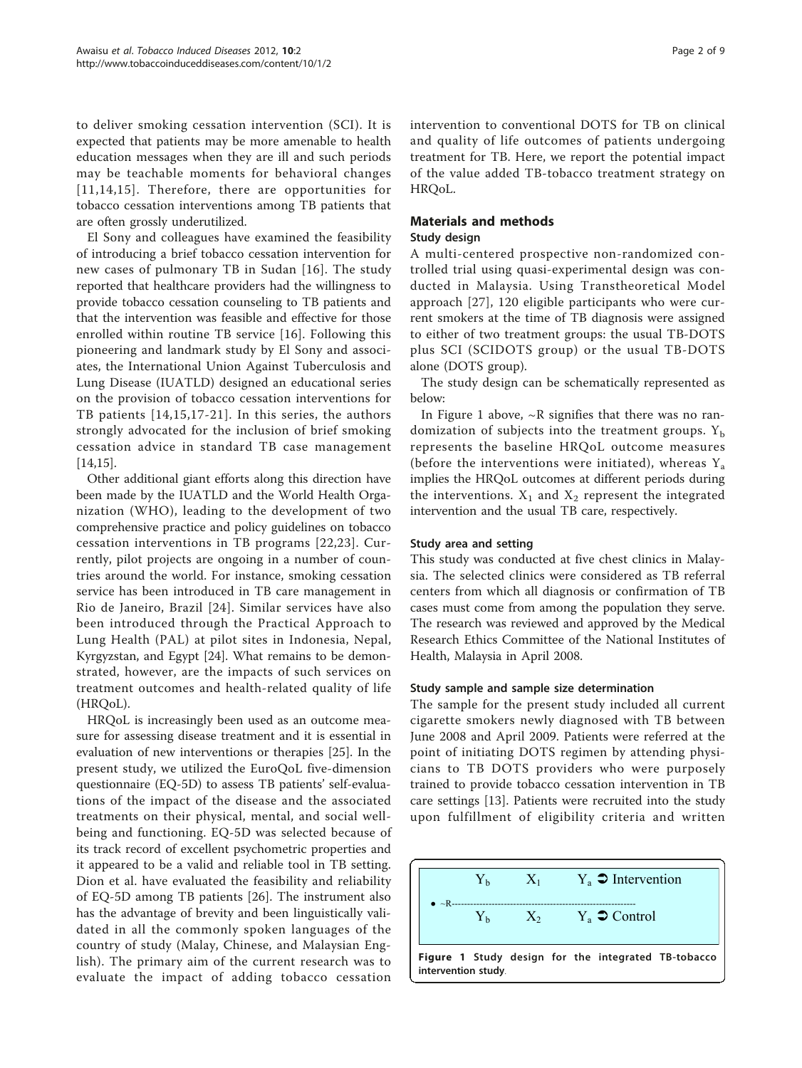to deliver smoking cessation intervention (SCI). It is expected that patients may be more amenable to health education messages when they are ill and such periods may be teachable moments for behavioral changes [11,14,15]. Therefore, there are opportunities for tobacco cessation interventions among TB patients that are often grossly underutilized.

El Sony and colleagues have examined the feasibility of introducing a brief tobacco cessation intervention for new cases of pulmonary TB in Sudan [16]. The study reported that healthcare providers had the willingness to provide tobacco cessation counseling to TB patients and that the intervention was feasible and effective for those enrolled within routine TB service [16]. Following this pioneering and landmark study by El Sony and associates, the International Union Against Tuberculosis and Lung Disease (IUATLD) designed an educational series on the provision of tobacco cessation interventions for TB patients [14,15,17-21]. In this series, the authors strongly advocated for the inclusion of brief smoking cessation advice in standard TB case management [14,15].

Other additional giant efforts along this direction have been made by the IUATLD and the World Health Organization (WHO), leading to the development of two comprehensive practice and policy guidelines on tobacco cessation interventions in TB programs [22,23]. Currently, pilot projects are ongoing in a number of countries around the world. For instance, smoking cessation service has been introduced in TB care management in Rio de Janeiro, Brazil [24]. Similar services have also been introduced through the Practical Approach to Lung Health (PAL) at pilot sites in Indonesia, Nepal, Kyrgyzstan, and Egypt [24]. What remains to be demonstrated, however, are the impacts of such services on treatment outcomes and health-related quality of life (HRQoL).

HRQoL is increasingly been used as an outcome measure for assessing disease treatment and it is essential in evaluation of new interventions or therapies [25]. In the present study, we utilized the EuroQoL five-dimension questionnaire (EQ-5D) to assess TB patients' self-evaluations of the impact of the disease and the associated treatments on their physical, mental, and social wellbeing and functioning. EQ-5D was selected because of its track record of excellent psychometric properties and it appeared to be a valid and reliable tool in TB setting. Dion et al. have evaluated the feasibility and reliability of EQ-5D among TB patients [26]. The instrument also has the advantage of brevity and been linguistically validated in all the commonly spoken languages of the country of study (Malay, Chinese, and Malaysian English). The primary aim of the current research was to evaluate the impact of adding tobacco cessation intervention to conventional DOTS for TB on clinical and quality of life outcomes of patients undergoing treatment for TB. Here, we report the potential impact of the value added TB-tobacco treatment strategy on HRQoL.

## Materials and methods

### Study design

A multi-centered prospective non-randomized controlled trial using quasi-experimental design was conducted in Malaysia. Using Transtheoretical Model approach [27], 120 eligible participants who were current smokers at the time of TB diagnosis were assigned to either of two treatment groups: the usual TB-DOTS plus SCI (SCIDOTS group) or the usual TB-DOTS alone (DOTS group).

The study design can be schematically represented as below:

In Figure 1 above, ~R signifies that there was no randomization of subjects into the treatment groups. $Y_b$ represents the baseline HRQoL outcome measures (before the interventions were initiated), whereas $Y_a$ implies the HRQoL outcomes at different periods during the interventions. $X_1$ and $X_2$ represent the integrated intervention and the usual TB care, respectively.

### Study area and setting

This study was conducted at five chest clinics in Malaysia. The selected clinics were considered as TB referral centers from which all diagnosis or confirmation of TB cases must come from among the population they serve. The research was reviewed and approved by the Medical Research Ethics Committee of the National Institutes of Health, Malaysia in April 2008.

### Study sample and sample size determination

The sample for the present study included all current cigarette smokers newly diagnosed with TB between June 2008 and April 2009. Patients were referred at the point of initiating DOTS regimen by attending physicians to TB DOTS providers who were purposely trained to provide tobacco cessation intervention in TB care settings [13]. Patients were recruited into the study upon fulfillment of eligibility criteria and written

$Y_b$ $X_1$ $Y_a$ ➲ Intervention

• ~R--------------------------------------------------------

$Y_b$ $X_2$ $Y_a$ ➲ Control

**Figure 1 Study design for the integrated TB-tobacco intervention study**.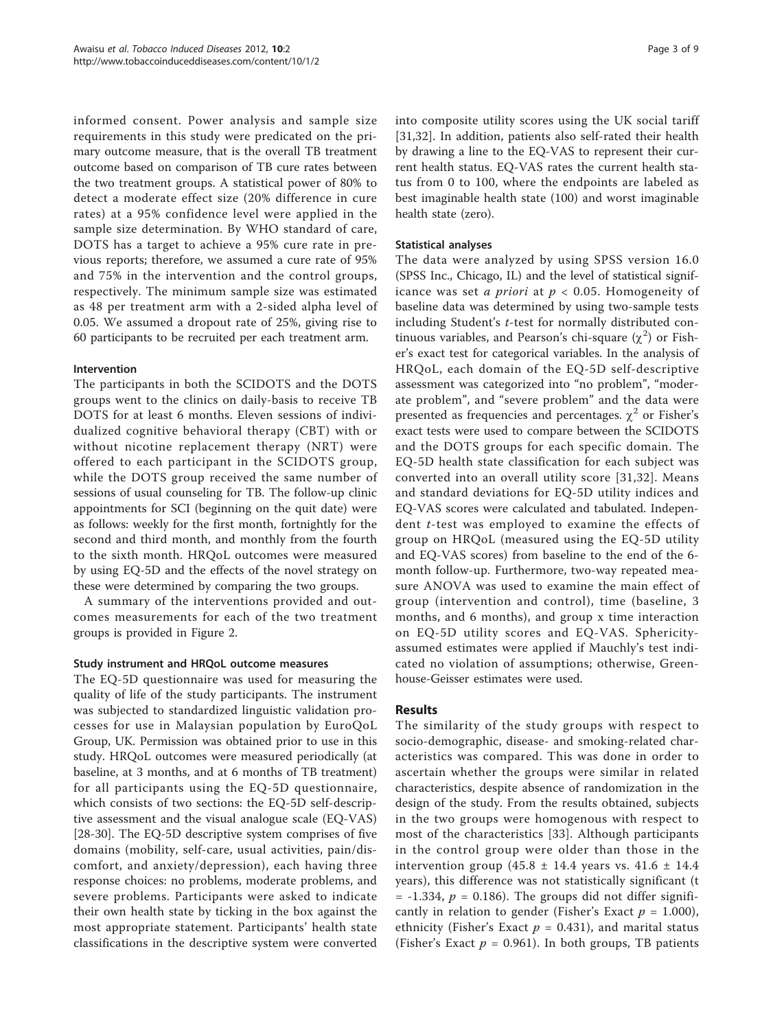informed consent. Power analysis and sample size requirements in this study were predicated on the primary outcome measure, that is the overall TB treatment outcome based on comparison of TB cure rates between the two treatment groups. A statistical power of 80% to detect a moderate effect size (20% difference in cure rates) at a 95% confidence level were applied in the sample size determination. By WHO standard of care, DOTS has a target to achieve a 95% cure rate in previous reports; therefore, we assumed a cure rate of 95% and 75% in the intervention and the control groups, respectively. The minimum sample size was estimated as 48 per treatment arm with a 2-sided alpha level of 0.05. We assumed a dropout rate of 25%, giving rise to 60 participants to be recruited per each treatment arm.

#### Intervention

The participants in both the SCIDOTS and the DOTS groups went to the clinics on daily-basis to receive TB DOTS for at least 6 months. Eleven sessions of individualized cognitive behavioral therapy (CBT) with or without nicotine replacement therapy (NRT) were offered to each participant in the SCIDOTS group, while the DOTS group received the same number of sessions of usual counseling for TB. The follow-up clinic appointments for SCI (beginning on the quit date) were as follows: weekly for the first month, fortnightly for the second and third month, and monthly from the fourth to the sixth month. HRQoL outcomes were measured by using EQ-5D and the effects of the novel strategy on these were determined by comparing the two groups.

A summary of the interventions provided and outcomes measurements for each of the two treatment groups is provided in Figure 2.

#### Study instrument and HRQoL outcome measures

The EQ-5D questionnaire was used for measuring the quality of life of the study participants. The instrument was subjected to standardized linguistic validation processes for use in Malaysian population by EuroQoL Group, UK. Permission was obtained prior to use in this study. HRQoL outcomes were measured periodically (at baseline, at 3 months, and at 6 months of TB treatment) for all participants using the EQ-5D questionnaire, which consists of two sections: the EQ-5D self-descriptive assessment and the visual analogue scale (EQ-VAS) [28-30]. The EQ-5D descriptive system comprises of five domains (mobility, self-care, usual activities, pain/discomfort, and anxiety/depression), each having three response choices: no problems, moderate problems, and severe problems. Participants were asked to indicate their own health state by ticking in the box against the most appropriate statement. Participants' health state classifications in the descriptive system were converted into composite utility scores using the UK social tariff [31,32]. In addition, patients also self-rated their health by drawing a line to the EQ-VAS to represent their current health status. EQ-VAS rates the current health status from 0 to 100, where the endpoints are labeled as best imaginable health state (100) and worst imaginable health state (zero).

#### Statistical analyses

The data were analyzed by using SPSS version 16.0 (SPSS Inc., Chicago, IL) and the level of statistical significance was set *a priori* at $p < 0.05$. Homogeneity of baseline data was determined by using two-sample tests including Student's *t*-test for normally distributed continuous variables, and Pearson's chi-square ($\chi^2$) or Fisher's exact test for categorical variables. In the analysis of HRQoL, each domain of the EQ-5D self-descriptive assessment was categorized into "no problem", "moderate problem", and "severe problem" and the data were presented as frequencies and percentages. $\chi^2$ or Fisher's exact tests were used to compare between the SCIDOTS and the DOTS groups for each specific domain. The EQ-5D health state classification for each subject was converted into an overall utility score [31,32]. Means and standard deviations for EQ-5D utility indices and EQ-VAS scores were calculated and tabulated. Independent *t*-test was employed to examine the effects of group on HRQoL (measured using the EQ-5D utility and EQ-VAS scores) from baseline to the end of the 6-month follow-up. Furthermore, two-way repeated measure ANOVA was used to examine the main effect of group (intervention and control), time (baseline, 3 months, and 6 months), and group x time interaction on EQ-5D utility scores and EQ-VAS. Sphericity-assumed estimates were applied if Mauchly's test indicated no violation of assumptions; otherwise, Greenhouse-Geisser estimates were used.

## Results

The similarity of the study groups with respect to socio-demographic, disease- and smoking-related characteristics was compared. This was done in order to ascertain whether the groups were similar in related characteristics, despite absence of randomization in the design of the study. From the results obtained, subjects in the two groups were homogenous with respect to most of the characteristics [33]. Although participants in the control group were older than those in the intervention group (45.8 ± 14.4 years vs. 41.6 ± 14.4 years), this difference was not statistically significant ($t = -1.334$, $p = 0.186$). The groups did not differ significantly in relation to gender (Fisher's Exact $p = 1.000$), ethnicity (Fisher's Exact $p = 0.431$), and marital status (Fisher's Exact $p = 0.961$). In both groups, TB patients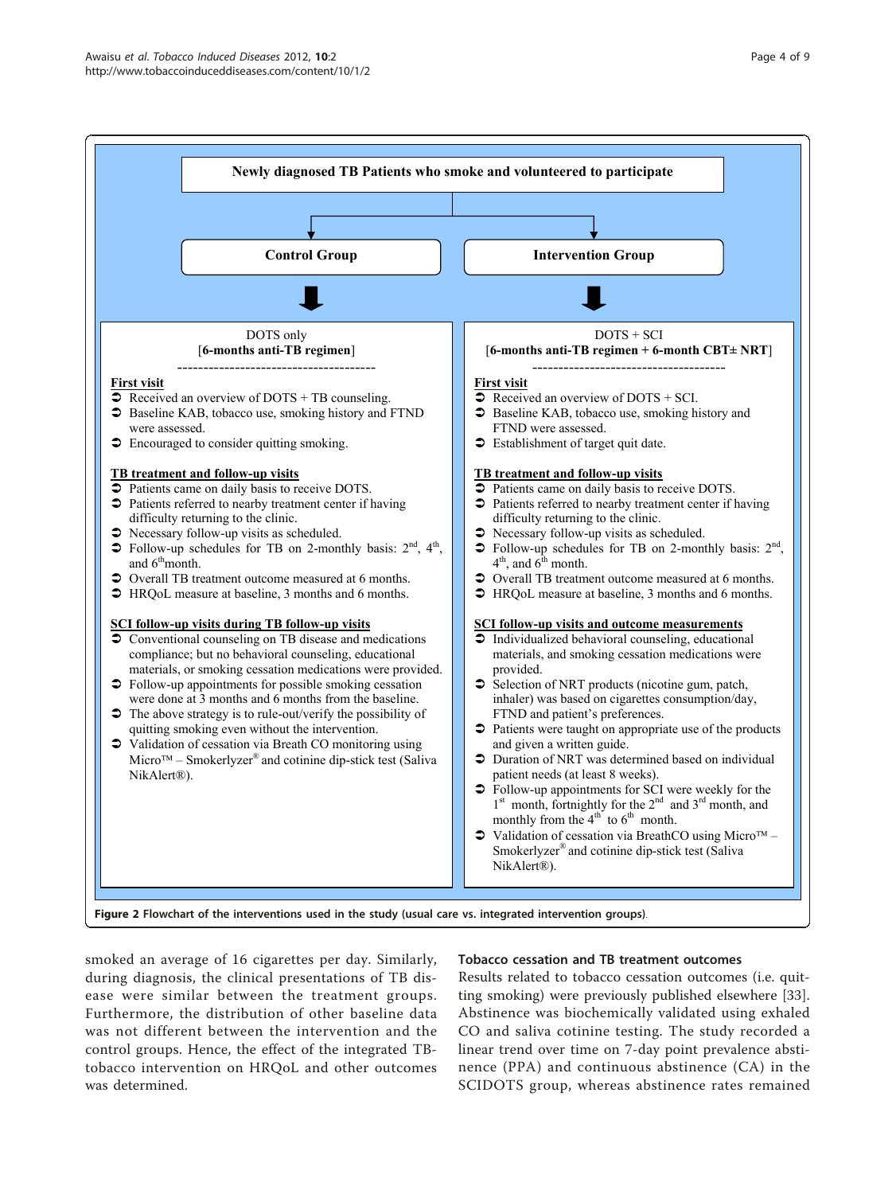**Newly diagnosed TB Patients who smoke and volunteered to participate**

**Control Group**

DOTS only
[**6-months anti-TB regimen**]

**First visit**

- Received an overview of DOTS + TB counseling.
- Baseline KAB, tobacco use, smoking history and FTND were assessed.
- Encouraged to consider quitting smoking.

**TB treatment and follow-up visits**

- Patients came on daily basis to receive DOTS.
- Patients referred to nearby treatment center if having difficulty returning to the clinic.
- Necessary follow-up visits as scheduled.
- Follow-up schedules for TB on 2-monthly basis: 2nd, 4th, and 6th month.
- Overall TB treatment outcome measured at 6 months.
- HRQoL measure at baseline, 3 months and 6 months.

**SCI follow-up visits during TB follow-up visits**

- Conventional counseling on TB disease and medications compliance; but no behavioral counseling, educational materials, or smoking cessation medications were provided.
- Follow-up appointments for possible smoking cessation were done at 3 months and 6 months from the baseline.
- The above strategy is to rule-out/verify the possibility of quitting smoking even without the intervention.
- Validation of cessation via Breath CO monitoring using Micro™ – Smokerlyzer® and cotinine dip-stick test (Saliva NikAlert®).

**Intervention Group**

DOTS + SCI
[**6-months anti-TB regimen + 6-month CBT± NRT**]

**First visit**

- Received an overview of DOTS + SCI.
- Baseline KAB, tobacco use, smoking history and FTND were assessed.
- Establishment of target quit date.

**TB treatment and follow-up visits**

- Patients came on daily basis to receive DOTS.
- Patients referred to nearby treatment center if having difficulty returning to the clinic.
- Necessary follow-up visits as scheduled.
- Follow-up schedules for TB on 2-monthly basis: 2nd, 4th, and 6th month.
- Overall TB treatment outcome measured at 6 months.
- HRQoL measure at baseline, 3 months and 6 months.

**SCI follow-up visits and outcome measurements**

- Individualized behavioral counseling, educational materials, and smoking cessation medications were provided.
- Selection of NRT products (nicotine gum, patch, inhaler) was based on cigarettes consumption/day, FTND and patient's preferences.
- Patients were taught on appropriate use of the products and given a written guide.
- Duration of NRT was determined based on individual patient needs (at least 8 weeks).
- Follow-up appointments for SCI were weekly for the 1st month, fortnightly for the 2nd and 3rd month, and monthly from the 4th to 6th month.
- Validation of cessation via BreathCO using Micro™ – Smokerlyzer® and cotinine dip-stick test (Saliva NikAlert®).

**Figure 2 Flowchart of the interventions used in the study (usual care vs. integrated intervention groups).**

smoked an average of 16 cigarettes per day. Similarly, during diagnosis, the clinical presentations of TB disease were similar between the treatment groups. Furthermore, the distribution of other baseline data was not different between the intervention and the control groups. Hence, the effect of the integrated TB-tobacco intervention on HRQoL and other outcomes was determined.

### Tobacco cessation and TB treatment outcomes

Results related to tobacco cessation outcomes (i.e. quitting smoking) were previously published elsewhere [33]. Abstinence was biochemically validated using exhaled CO and saliva cotinine testing. The study recorded a linear trend over time on 7-day point prevalence abstinence (PPA) and continuous abstinence (CA) in the SCIDOTS group, whereas abstinence rates remained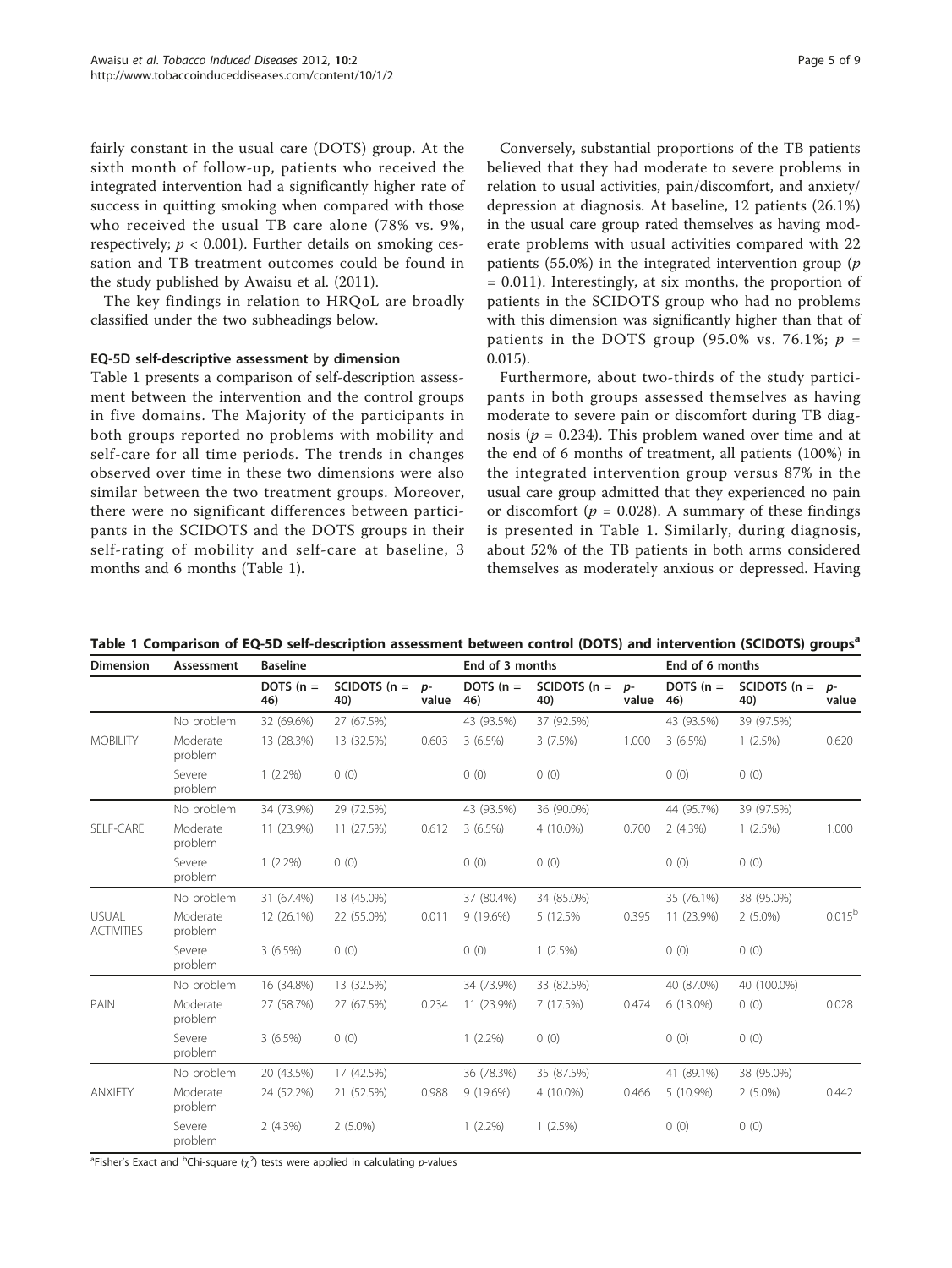fairly constant in the usual care (DOTS) group. At the sixth month of follow-up, patients who received the integrated intervention had a significantly higher rate of success in quitting smoking when compared with those who received the usual TB care alone (78% vs. 9%, respectively; $p < 0.001$). Further details on smoking cessation and TB treatment outcomes could be found in the study published by Awaisu et al. (2011).

The key findings in relation to HRQoL are broadly classified under the two subheadings below.

### EQ-5D self-descriptive assessment by dimension

Table 1 presents a comparison of self-description assessment between the intervention and the control groups in five domains. The Majority of the participants in both groups reported no problems with mobility and self-care for all time periods. The trends in changes observed over time in these two dimensions were also similar between the two treatment groups. Moreover, there were no significant differences between participants in the SCIDOTS and the DOTS groups in their self-rating of mobility and self-care at baseline, 3 months and 6 months (Table 1).

Conversely, substantial proportions of the TB patients believed that they had moderate to severe problems in relation to usual activities, pain/discomfort, and anxiety/depression at diagnosis. At baseline, 12 patients (26.1%) in the usual care group rated themselves as having moderate problems with usual activities compared with 22 patients (55.0%) in the integrated intervention group ($p = 0.011$). Interestingly, at six months, the proportion of patients in the SCIDOTS group who had no problems with this dimension was significantly higher than that of patients in the DOTS group (95.0% vs. 76.1%; $p = 0.015$).

Furthermore, about two-thirds of the study participants in both groups assessed themselves as having moderate to severe pain or discomfort during TB diagnosis ($p = 0.234$). This problem waned over time and at the end of 6 months of treatment, all patients (100%) in the integrated intervention group versus 87% in the usual care group admitted that they experienced no pain or discomfort ($p = 0.028$). A summary of these findings is presented in Table 1. Similarly, during diagnosis, about 52% of the TB patients in both arms considered themselves as moderately anxious or depressed. Having

**Table 1 Comparison of EQ-5D self-description assessment between control (DOTS) and intervention (SCIDOTS) groups[a]**

| Dimension | Assessment | Baseline | | | End of 3 months | | | End of 6 months | | |
|---|---|---|---|---|---|---|---|---|---|---|
| | | DOTS (n = 46) | SCIDOTS (n = 40) | p-value | DOTS (n = 46) | SCIDOTS (n = 40) | p-value | DOTS (n = 46) | SCIDOTS (n = 40) | p-value |
| MOBILITY | No problem | 32 (69.6%) | 27 (67.5%) | | 43 (93.5%) | 37 (92.5%) | | 43 (93.5%) | 39 (97.5%) | |
| | Moderate problem | 13 (28.3%) | 13 (32.5%) | 0.603 | 3 (6.5%) | 3 (7.5%) | 1.000 | 3 (6.5%) | 1 (2.5%) | 0.620 |
| | Severe problem | 1 (2.2%) | 0 (0) | | 0 (0) | 0 (0) | | 0 (0) | 0 (0) | |
| SELF-CARE | No problem | 34 (73.9%) | 29 (72.5%) | | 43 (93.5%) | 36 (90.0%) | | 44 (95.7%) | 39 (97.5%) | |
| | Moderate problem | 11 (23.9%) | 11 (27.5%) | 0.612 | 3 (6.5%) | 4 (10.0%) | 0.700 | 2 (4.3%) | 1 (2.5%) | 1.000 |
| | Severe problem | 1 (2.2%) | 0 (0) | | 0 (0) | 0 (0) | | 0 (0) | 0 (0) | |
| USUAL ACTIVITIES | No problem | 31 (67.4%) | 18 (45.0%) | | 37 (80.4%) | 34 (85.0%) | | 35 (76.1%) | 38 (95.0%) | |
| | Moderate problem | 12 (26.1%) | 22 (55.0%) | 0.011 | 9 (19.6%) | 5 (12.5% | 0.395 | 11 (23.9%) | 2 (5.0%) | 0.015[b] |
| | Severe problem | 3 (6.5%) | 0 (0) | | 0 (0) | 1 (2.5%) | | 0 (0) | 0 (0) | |
| PAIN | No problem | 16 (34.8%) | 13 (32.5%) | | 34 (73.9%) | 33 (82.5%) | | 40 (87.0%) | 40 (100.0%) | |
| | Moderate problem | 27 (58.7%) | 27 (67.5%) | 0.234 | 11 (23.9%) | 7 (17.5%) | 0.474 | 6 (13.0%) | 0 (0) | 0.028 |
| | Severe problem | 3 (6.5%) | 0 (0) | | 1 (2.2%) | 0 (0) | | 0 (0) | 0 (0) | |
| ANXIETY | No problem | 20 (43.5%) | 17 (42.5%) | | 36 (78.3%) | 35 (87.5%) | | 41 (89.1%) | 38 (95.0%) | |
| | Moderate problem | 24 (52.2%) | 21 (52.5%) | 0.988 | 9 (19.6%) | 4 (10.0%) | 0.466 | 5 (10.9%) | 2 (5.0%) | 0.442 |
| | Severe problem | 2 (4.3%) | 2 (5.0%) | | 1 (2.2%) | 1 (2.5%) | | 0 (0) | 0 (0) | |

[a]Fisher's Exact and [b]Chi-square ($\chi^2$) tests were applied in calculating p-values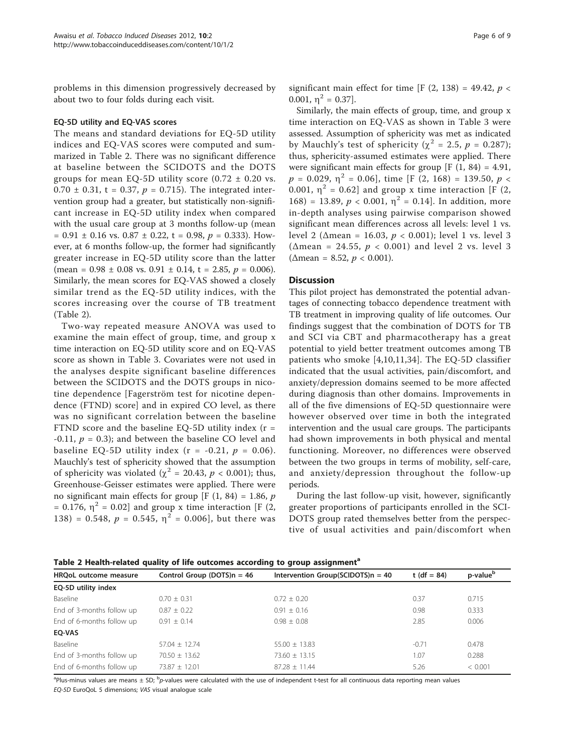problems in this dimension progressively decreased by about two to four folds during each visit.

#### EQ-5D utility and EQ-VAS scores

The means and standard deviations for EQ-5D utility indices and EQ-VAS scores were computed and summarized in Table 2. There was no significant difference at baseline between the SCIDOTS and the DOTS groups for mean EQ-5D utility score (0.72 ± 0.20 vs. 0.70 ± 0.31, t = 0.37, $p = 0.715$). The integrated intervention group had a greater, but statistically non-significant increase in EQ-5D utility index when compared with the usual care group at 3 months follow-up (mean = 0.91 ± 0.16 vs. 0.87 ± 0.22, t = 0.98, $p = 0.333$). However, at 6 months follow-up, the former had significantly greater increase in EQ-5D utility score than the latter (mean = 0.98 ± 0.08 vs. 0.91 ± 0.14, t = 2.85, $p = 0.006$). Similarly, the mean scores for EQ-VAS showed a closely similar trend as the EQ-5D utility indices, with the scores increasing over the course of TB treatment (Table 2).

Two-way repeated measure ANOVA was used to examine the main effect of group, time, and group x time interaction on EQ-5D utility score and on EQ-VAS score as shown in Table 3. Covariates were not used in the analyses despite significant baseline differences between the SCIDOTS and the DOTS groups in nicotine dependence [Fagerström test for nicotine dependence (FTND) score] and in expired CO level, as there was no significant correlation between the baseline FTND score and the baseline EQ-5D utility index (r = -0.11, $p = 0.3$); and between the baseline CO level and baseline EQ-5D utility index (r = -0.21, $p = 0.06$). Mauchly's test of sphericity showed that the assumption of sphericity was violated ($\chi^2 = 20.43$, $p < 0.001$); thus, Greenhouse-Geisser estimates were applied. There were no significant main effects for group [F (1, 84) = 1.86, $p = 0.176$, $\eta^2 = 0.02$] and group x time interaction [F (2, 138) = 0.548, $p = 0.545$, $\eta^2 = 0.006$], but there was significant main effect for time [F (2, 138) = 49.42, $p < 0.001$, $\eta^2 = 0.37$].

Similarly, the main effects of group, time, and group x time interaction on EQ-VAS as shown in Table 3 were assessed. Assumption of sphericity was met as indicated by Mauchly's test of sphericity ($\chi^2 = 2.5$, $p = 0.287$); thus, sphericity-assumed estimates were applied. There were significant main effects for group [F (1, 84) = 4.91, $p = 0.029$, $\eta^2 = 0.06$], time [F (2, 168) = 139.50, $p < 0.001$, $\eta^2 = 0.62$] and group x time interaction [F (2, 168) = 13.89, $p < 0.001$, $\eta^2 = 0.14$]. In addition, more in-depth analyses using pairwise comparison showed significant mean differences across all levels: level 1 vs. level 2 ($\Delta$mean = 16.03, $p < 0.001$); level 1 vs. level 3 ($\Delta$mean = 24.55, $p < 0.001$) and level 2 vs. level 3 ($\Delta$mean = 8.52, $p < 0.001$).

## Discussion

This pilot project has demonstrated the potential advantages of connecting tobacco dependence treatment with TB treatment in improving quality of life outcomes. Our findings suggest that the combination of DOTS for TB and SCI via CBT and pharmacotherapy has a great potential to yield better treatment outcomes among TB patients who smoke [4,10,11,34]. The EQ-5D classifier indicated that the usual activities, pain/discomfort, and anxiety/depression domains seemed to be more affected during diagnosis than other domains. Improvements in all of the five dimensions of EQ-5D questionnaire were however observed over time in both the integrated intervention and the usual care groups. The participants had shown improvements in both physical and mental functioning. Moreover, no differences were observed between the two groups in terms of mobility, self-care, and anxiety/depression throughout the follow-up periods.

During the last follow-up visit, however, significantly greater proportions of participants enrolled in the SCIDOTS group rated themselves better from the perspective of usual activities and pain/discomfort when

**Table 2 Health-related quality of life outcomes according to group assignment[a]**

| HRQoL outcome measure | Control Group (DOTS)n = 46 | Intervention Group(SCIDOTS)n = 40 | t (df = 84) | p-value[b] |
|---|---|---|---|---|
| **EQ-5D utility index** | | | | |
| Baseline | 0.70 ± 0.31 | 0.72 ± 0.20 | 0.37 | 0.715 |
| End of 3-months follow up | 0.87 ± 0.22 | 0.91 ± 0.16 | 0.98 | 0.333 |
| End of 6-months follow up | 0.91 ± 0.14 | 0.98 ± 0.08 | 2.85 | 0.006 |
| **EQ-VAS** | | | | |
| Baseline | 57.04 ± 12.74 | 55.00 ± 13.83 | -0.71 | 0.478 |
| End of 3-months follow up | 70.50 ± 13.62 | 73.60 ± 13.15 | 1.07 | 0.288 |
| End of 6-months follow up | 73.87 ± 12.01 | 87.28 ± 11.44 | 5.26 | < 0.001 |

[a]Plus-minus values are means ± SD; [b]*p*-values were calculated with the use of independent t-test for all continuous data reporting mean values

*EQ-5D* EuroQoL 5 dimensions; *VAS* visual analogue scale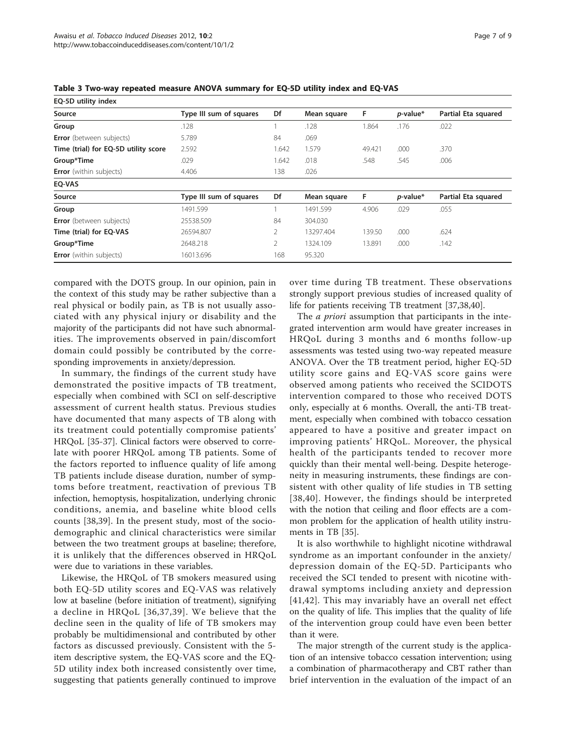**Table 3 Two-way repeated measure ANOVA summary for EQ-5D utility index and EQ-VAS**

| EQ-5D utility index | | | | | | |
|---|---|---|---|---|---|---|
| **Source** | **Type III sum of squares** | **Df** | **Mean square** | **F** | ***p*-value*** | **Partial Eta squared** |
| **Group** | .128 | 1 | .128 | 1.864 | .176 | .022 |
| **Error** (between subjects) | 5.789 | 84 | .069 | | | |
| **Time (trial) for EQ-5D utility score** | 2.592 | 1.642 | 1.579 | 49.421 | .000 | .370 |
| **Group*Time** | .029 | 1.642 | .018 | .548 | .545 | .006 |
| **Error** (within subjects) | 4.406 | 138 | .026 | | | |
| **EQ-VAS** | | | | | | |
| **Source** | **Type III sum of squares** | **Df** | **Mean square** | **F** | ***p*-value*** | **Partial Eta squared** |
| **Group** | 1491.599 | 1 | 1491.599 | 4.906 | .029 | .055 |
| **Error** (between subjects) | 25538.509 | 84 | 304.030 | | | |
| **Time (trial) for EQ-VAS** | 26594.807 | 2 | 13297.404 | 139.50 | .000 | .624 |
| **Group*Time** | 2648.218 | 2 | 1324.109 | 13.891 | .000 | .142 |
| **Error** (within subjects) | 16013.696 | 168 | 95.320 | | | |

compared with the DOTS group. In our opinion, pain in the context of this study may be rather subjective than a real physical or bodily pain, as TB is not usually associated with any physical injury or disability and the majority of the participants did not have such abnormalities. The improvements observed in pain/discomfort domain could possibly be contributed by the corresponding improvements in anxiety/depression.

In summary, the findings of the current study have demonstrated the positive impacts of TB treatment, especially when combined with SCI on self-descriptive assessment of current health status. Previous studies have documented that many aspects of TB along with its treatment could potentially compromise patients' HRQoL [35-37]. Clinical factors were observed to correlate with poorer HRQoL among TB patients. Some of the factors reported to influence quality of life among TB patients include disease duration, number of symptoms before treatment, reactivation of previous TB infection, hemoptysis, hospitalization, underlying chronic conditions, anemia, and baseline white blood cells counts [38,39]. In the present study, most of the sociodemographic and clinical characteristics were similar between the two treatment groups at baseline; therefore, it is unlikely that the differences observed in HRQoL were due to variations in these variables.

Likewise, the HRQoL of TB smokers measured using both EQ-5D utility scores and EQ-VAS was relatively low at baseline (before initiation of treatment), signifying a decline in HRQoL [36,37,39]. We believe that the decline seen in the quality of life of TB smokers may probably be multidimensional and contributed by other factors as discussed previously. Consistent with the 5-item descriptive system, the EQ-VAS score and the EQ-5D utility index both increased consistently over time, suggesting that patients generally continued to improve over time during TB treatment. These observations strongly support previous studies of increased quality of life for patients receiving TB treatment [37,38,40].

The *a priori* assumption that participants in the integrated intervention arm would have greater increases in HRQoL during 3 months and 6 months follow-up assessments was tested using two-way repeated measure ANOVA. Over the TB treatment period, higher EQ-5D utility score gains and EQ-VAS score gains were observed among patients who received the SCIDOTS intervention compared to those who received DOTS only, especially at 6 months. Overall, the anti-TB treatment, especially when combined with tobacco cessation appeared to have a positive and greater impact on improving patients' HRQoL. Moreover, the physical health of the participants tended to recover more quickly than their mental well-being. Despite heterogeneity in measuring instruments, these findings are consistent with other quality of life studies in TB setting [38,40]. However, the findings should be interpreted with the notion that ceiling and floor effects are a common problem for the application of health utility instruments in TB [35].

It is also worthwhile to highlight nicotine withdrawal syndrome as an important confounder in the anxiety/depression domain of the EQ-5D. Participants who received the SCI tended to present with nicotine withdrawal symptoms including anxiety and depression [41,42]. This may invariably have an overall net effect on the quality of life. This implies that the quality of life of the intervention group could have even been better than it were.

The major strength of the current study is the application of an intensive tobacco cessation intervention; using a combination of pharmacotherapy and CBT rather than brief intervention in the evaluation of the impact of an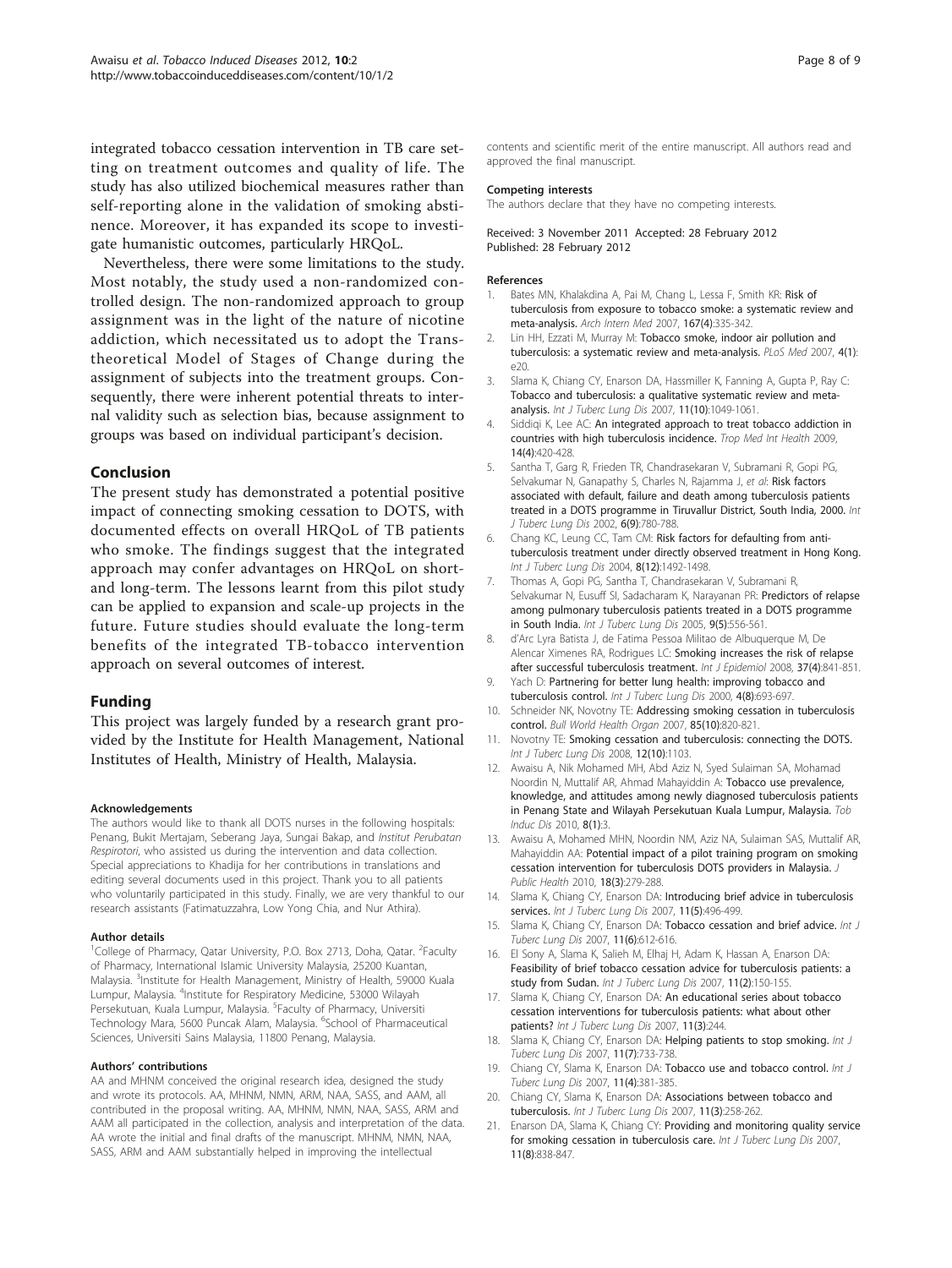integrated tobacco cessation intervention in TB care setting on treatment outcomes and quality of life. The study has also utilized biochemical measures rather than self-reporting alone in the validation of smoking abstinence. Moreover, it has expanded its scope to investigate humanistic outcomes, particularly HRQoL.

Nevertheless, there were some limitations to the study. Most notably, the study used a non-randomized controlled design. The non-randomized approach to group assignment was in the light of the nature of nicotine addiction, which necessitated us to adopt the Transtheoretical Model of Stages of Change during the assignment of subjects into the treatment groups. Consequently, there were inherent potential threats to internal validity such as selection bias, because assignment to groups was based on individual participant's decision.

## Conclusion

The present study has demonstrated a potential positive impact of connecting smoking cessation to DOTS, with documented effects on overall HRQoL of TB patients who smoke. The findings suggest that the integrated approach may confer advantages on HRQoL on short- and long-term. The lessons learnt from this pilot study can be applied to expansion and scale-up projects in the future. Future studies should evaluate the long-term benefits of the integrated TB-tobacco intervention approach on several outcomes of interest.

## Funding

This project was largely funded by a research grant provided by the Institute for Health Management, National Institutes of Health, Ministry of Health, Malaysia.

#### Acknowledgements

The authors would like to thank all DOTS nurses in the following hospitals: Penang, Bukit Mertajam, Seberang Jaya, Sungai Bakap, and *Institut Perubatan Respirotori*, who assisted us during the intervention and data collection. Special appreciations to Khadija for her contributions in translations and editing several documents used in this project. Thank you to all patients who voluntarily participated in this study. Finally, we are very thankful to our research assistants (Fatimatuzzahra, Low Yong Chia, and Nur Athira).

#### Author details

[1]College of Pharmacy, Qatar University, P.O. Box 2713, Doha, Qatar. [2]Faculty of Pharmacy, International Islamic University Malaysia, 25200 Kuantan, Malaysia. [3]Institute for Health Management, Ministry of Health, 59000 Kuala Lumpur, Malaysia. [4]Institute for Respiratory Medicine, 53000 Wilayah Persekutuan, Kuala Lumpur, Malaysia. [5]Faculty of Pharmacy, Universiti Technology Mara, 5600 Puncak Alam, Malaysia. [6]School of Pharmaceutical Sciences, Universiti Sains Malaysia, 11800 Penang, Malaysia.

#### Authors' contributions

AA and MHNM conceived the original research idea, designed the study and wrote its protocols. AA, MHNM, NMN, ARM, NAA, SASS, and AAM, all contributed in the proposal writing. AA, MHNM, NMN, NAA, SASS, ARM and AAM all participated in the collection, analysis and interpretation of the data. AA wrote the initial and final drafts of the manuscript. MHNM, NMN, NAA, SASS, ARM and AAM substantially helped in improving the intellectual contents and scientific merit of the entire manuscript. All authors read and approved the final manuscript.

#### Competing interests

The authors declare that they have no competing interests.

Received: 3 November 2011 Accepted: 28 February 2012
Published: 28 February 2012

#### References

1. Bates MN, Khalakdina A, Pai M, Chang L, Lessa F, Smith KR: **Risk of tuberculosis from exposure to tobacco smoke: a systematic review and meta-analysis.** *Arch Intern Med* 2007, **167(4)**:335-342.
2. Lin HH, Ezzati M, Murray M: **Tobacco smoke, indoor air pollution and tuberculosis: a systematic review and meta-analysis.** *PLoS Med* 2007, **4(1)**: e20.
3. Slama K, Chiang CY, Enarson DA, Hassmiller K, Fanning A, Gupta P, Ray C: **Tobacco and tuberculosis: a qualitative systematic review and meta-analysis.** *Int J Tuberc Lung Dis* 2007, **11(10)**:1049-1061.
4. Siddiqi K, Lee AC: **An integrated approach to treat tobacco addiction in countries with high tuberculosis incidence.** *Trop Med Int Health* 2009, **14(4)**:420-428.
5. Santha T, Garg R, Frieden TR, Chandrasekaran V, Subramani R, Gopi PG, Selvakumar N, Ganapathy S, Charles N, Rajamma J, *et al*: **Risk factors associated with default, failure and death among tuberculosis patients treated in a DOTS programme in Tiruvallur District, South India, 2000.** *Int J Tuberc Lung Dis* 2002, **6(9)**:780-788.
6. Chang KC, Leung CC, Tam CM: **Risk factors for defaulting from anti-tuberculosis treatment under directly observed treatment in Hong Kong.** *Int J Tuberc Lung Dis* 2004, **8(12)**:1492-1498.
7. Thomas A, Gopi PG, Santha T, Chandrasekaran V, Subramani R, Selvakumar N, Eusuff SI, Sadacharam K, Narayanan PR: **Predictors of relapse among pulmonary tuberculosis patients treated in a DOTS programme in South India.** *Int J Tuberc Lung Dis* 2005, **9(5)**:556-561.
8. d'Arc Lyra Batista J, de Fatima Pessoa Militao de Albuquerque M, De Alencar Ximenes RA, Rodrigues LC: **Smoking increases the risk of relapse after successful tuberculosis treatment.** *Int J Epidemiol* 2008, **37(4)**:841-851.
9. Yach D: **Partnering for better lung health: improving tobacco and tuberculosis control.** *Int J Tuberc Lung Dis* 2000, **4(8)**:693-697.
10. Schneider NK, Novotny TE: **Addressing smoking cessation in tuberculosis control.** *Bull World Health Organ* 2007, **85(10)**:820-821.
11. Novotny TE: **Smoking cessation and tuberculosis: connecting the DOTS.** *Int J Tuberc Lung Dis* 2008, **12(10)**:1103.
12. Awaisu A, Nik Mohamed MH, Abd Aziz N, Syed Sulaiman SA, Mohamad Noordin N, Muttalif AR, Ahmad Mahayiddin A: **Tobacco use prevalence, knowledge, and attitudes among newly diagnosed tuberculosis patients in Penang State and Wilayah Persekutuan Kuala Lumpur, Malaysia.** *Tob Induc Dis* 2010, **8(1)**:3.
13. Awaisu A, Mohamed MHN, Noordin NM, Aziz NA, Sulaiman SAS, Muttalif AR, Mahayiddin AA: **Potential impact of a pilot training program on smoking cessation intervention for tuberculosis DOTS providers in Malaysia.** *J Public Health* 2010, **18(3)**:279-288.
14. Slama K, Chiang CY, Enarson DA: **Introducing brief advice in tuberculosis services.** *Int J Tuberc Lung Dis* 2007, **11(5)**:496-499.
15. Slama K, Chiang CY, Enarson DA: **Tobacco cessation and brief advice.** *Int J Tuberc Lung Dis* 2007, **11(6)**:612-616.
16. El Sony A, Slama K, Salieh M, Elhaj H, Adam K, Hassan A, Enarson DA: **Feasibility of brief tobacco cessation advice for tuberculosis patients: a study from Sudan.** *Int J Tuberc Lung Dis* 2007, **11(2)**:150-155.
17. Slama K, Chiang CY, Enarson DA: **An educational series about tobacco cessation interventions for tuberculosis patients: what about other patients?** *Int J Tuberc Lung Dis* 2007, **11(3)**:244.
18. Slama K, Chiang CY, Enarson DA: **Helping patients to stop smoking.** *Int J Tuberc Lung Dis* 2007, **11(7)**:733-738.
19. Chiang CY, Slama K, Enarson DA: **Tobacco use and tobacco control.** *Int J Tuberc Lung Dis* 2007, **11(4)**:381-385.
20. Chiang CY, Slama K, Enarson DA: **Associations between tobacco and tuberculosis.** *Int J Tuberc Lung Dis* 2007, **11(3)**:258-262.
21. Enarson DA, Slama K, Chiang CY: **Providing and monitoring quality service for smoking cessation in tuberculosis care.** *Int J Tuberc Lung Dis* 2007, **11(8)**:838-847.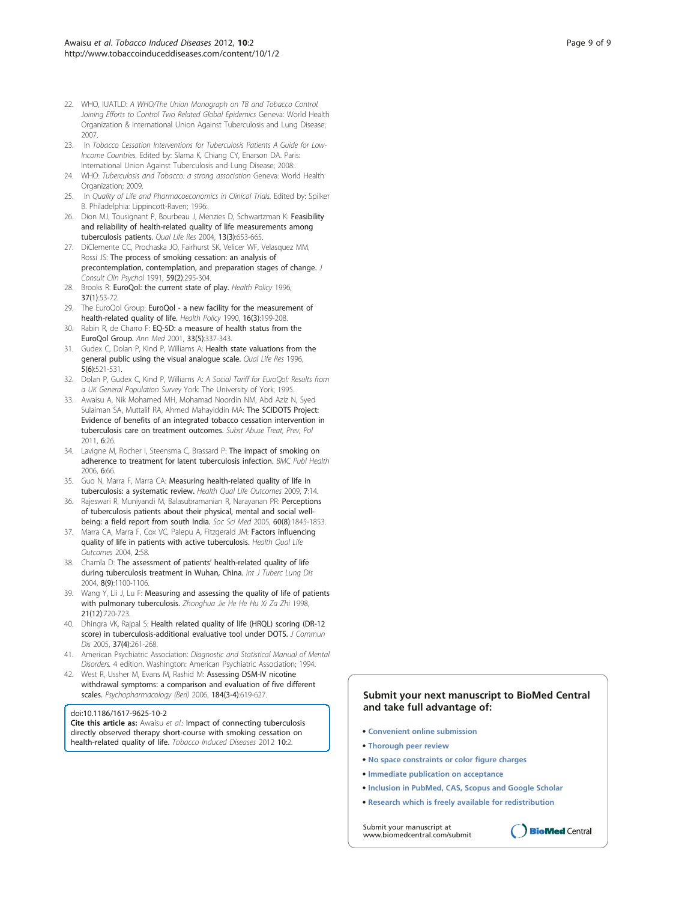22. WHO, IUATLD: *A WHO/The Union Monograph on TB and Tobacco Control. Joining Efforts to Control Two Related Global Epidemics* Geneva: World Health Organization & International Union Against Tuberculosis and Lung Disease; 2007.
23. In *Tobacco Cessation Interventions for Tuberculosis Patients A Guide for Low-Income Countries.* Edited by: Slama K, Chiang CY, Enarson DA. Paris: International Union Against Tuberculosis and Lung Disease; 2008:.
24. WHO: *Tuberculosis and Tobacco: a strong association* Geneva: World Health Organization; 2009.
25. In *Quality of Life and Pharmacoeconomics in Clinical Trials.* Edited by: Spilker B. Philadelphia: Lippincott-Raven; 1996:.
26. Dion MJ, Tousignant P, Bourbeau J, Menzies D, Schwartzman K: **Feasibility and reliability of health-related quality of life measurements among tuberculosis patients.** *Qual Life Res* 2004, **13(3)**:653-665.
27. DiClemente CC, Prochaska JO, Fairhurst SK, Velicer WF, Velasquez MM, Rossi JS: **The process of smoking cessation: an analysis of precontemplation, contemplation, and preparation stages of change.** *J Consult Clin Psychol* 1991, **59(2)**:295-304.
28. Brooks R: **EuroQol: the current state of play.** *Health Policy* 1996, **37(1)**:53-72.
29. The EuroQol Group: **EuroQol - a new facility for the measurement of health-related quality of life.** *Health Policy* 1990, **16(3)**:199-208.
30. Rabin R, de Charro F: **EQ-5D: a measure of health status from the EuroQol Group.** *Ann Med* 2001, **33(5)**:337-343.
31. Gudex C, Dolan P, Kind P, Williams A: **Health state valuations from the general public using the visual analogue scale.** *Qual Life Res* 1996, **5(6)**:521-531.
32. Dolan P, Gudex C, Kind P, Williams A: *A Social Tariff for EuroQol: Results from a UK General Population Survey* York: The University of York; 1995.
33. Awaisu A, Nik Mohamed MH, Mohamad Noordin NM, Abd Aziz N, Syed Sulaiman SA, Muttalif RA, Ahmed Mahayiddin MA: **The SCIDOTS Project: Evidence of benefits of an integrated tobacco cessation intervention in tuberculosis care on treatment outcomes.** *Subst Abuse Treat, Prev, Pol* 2011, **6**:26.
34. Lavigne M, Rocher I, Steensma C, Brassard P: **The impact of smoking on adherence to treatment for latent tuberculosis infection.** *BMC Publ Health* 2006, **6**:66.
35. Guo N, Marra F, Marra CA: **Measuring health-related quality of life in tuberculosis: a systematic review.** *Health Qual Life Outcomes* 2009, **7**:14.
36. Rajeswari R, Muniyandi M, Balasubramanian R, Narayanan PR: **Perceptions of tuberculosis patients about their physical, mental and social well-being: a field report from south India.** *Soc Sci Med* 2005, **60(8)**:1845-1853.
37. Marra CA, Marra F, Cox VC, Palepu A, Fitzgerald JM: **Factors influencing quality of life in patients with active tuberculosis.** *Health Qual Life Outcomes* 2004, **2**:58.
38. Chamla D: **The assessment of patients' health-related quality of life during tuberculosis treatment in Wuhan, China.** *Int J Tuberc Lung Dis* 2004, **8(9)**:1100-1106.
39. Wang Y, Lii J, Lu F: **Measuring and assessing the quality of life of patients with pulmonary tuberculosis.** *Zhonghua Jie He He Hu Xi Za Zhi* 1998, **21(12)**:720-723.
40. Dhingra VK, Rajpal S: **Health related quality of life (HRQL) scoring (DR-12 score) in tuberculosis-additional evaluative tool under DOTS.** *J Commun Dis* 2005, **37(4)**:261-268.
41. American Psychiatric Association: *Diagnostic and Statistical Manual of Mental Disorders.* 4 edition. Washington: American Psychiatric Association; 1994.
42. West R, Ussher M, Evans M, Rashid M: **Assessing DSM-IV nicotine withdrawal symptoms: a comparison and evaluation of five different scales.** *Psychopharmacology (Berl)* 2006, **184(3-4)**:619-627.

doi:10.1186/1617-9625-10-2

**Cite this article as:** Awaisu *et al.*: Impact of connecting tuberculosis directly observed therapy short-course with smoking cessation on health-related quality of life. *Tobacco Induced Diseases* 2012 **10**:2.

**Submit your next manuscript to BioMed Central and take full advantage of:**

- **Convenient online submission**
- **Thorough peer review**
- **No space constraints or color figure charges**
- **Immediate publication on acceptance**
- **Inclusion in PubMed, CAS, Scopus and Google Scholar**
- **Research which is freely available for redistribution**

Submit your manuscript at www.biomedcentral.com/submit

BioMed Central